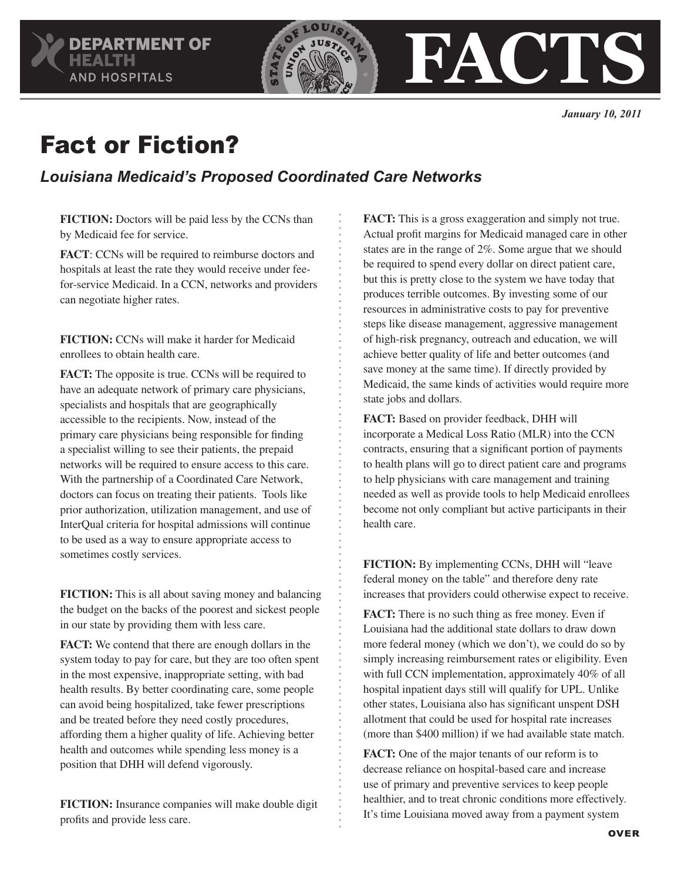# DEPARTMENT OF HEALTH AND HOSPITALS

# FACTS

*January 10, 2011*

# Fact or Fiction?

## *Louisiana Medicaid's Proposed Coordinated Care Networks*

**FICTION:** Doctors will be paid less by the CCNs than by Medicaid fee for service.

**FACT**: CCNs will be required to reimburse doctors and hospitals at least the rate they would receive under fee-for-service Medicaid. In a CCN, networks and providers can negotiate higher rates.

**FICTION:** CCNs will make it harder for Medicaid enrollees to obtain health care.

**FACT:** The opposite is true. CCNs will be required to have an adequate network of primary care physicians, specialists and hospitals that are geographically accessible to the recipients. Now, instead of the primary care physicians being responsible for finding a specialist willing to see their patients, the prepaid networks will be required to ensure access to this care. With the partnership of a Coordinated Care Network, doctors can focus on treating their patients. Tools like prior authorization, utilization management, and use of InterQual criteria for hospital admissions will continue to be used as a way to ensure appropriate access to sometimes costly services.

**FICTION:** This is all about saving money and balancing the budget on the backs of the poorest and sickest people in our state by providing them with less care.

**FACT:** We contend that there are enough dollars in the system today to pay for care, but they are too often spent in the most expensive, inappropriate setting, with bad health results. By better coordinating care, some people can avoid being hospitalized, take fewer prescriptions and be treated before they need costly procedures, affording them a higher quality of life. Achieving better health and outcomes while spending less money is a position that DHH will defend vigorously.

**FICTION:** Insurance companies will make double digit profits and provide less care.

**FACT:** This is a gross exaggeration and simply not true. Actual profit margins for Medicaid managed care in other states are in the range of 2%. Some argue that we should be required to spend every dollar on direct patient care, but this is pretty close to the system we have today that produces terrible outcomes. By investing some of our resources in administrative costs to pay for preventive steps like disease management, aggressive management of high-risk pregnancy, outreach and education, we will achieve better quality of life and better outcomes (and save money at the same time). If directly provided by Medicaid, the same kinds of activities would require more state jobs and dollars.

**FACT:** Based on provider feedback, DHH will incorporate a Medical Loss Ratio (MLR) into the CCN contracts, ensuring that a significant portion of payments to health plans will go to direct patient care and programs to help physicians with care management and training needed as well as provide tools to help Medicaid enrollees become not only compliant but active participants in their health care.

**FICTION:** By implementing CCNs, DHH will "leave federal money on the table" and therefore deny rate increases that providers could otherwise expect to receive.

**FACT:** There is no such thing as free money. Even if Louisiana had the additional state dollars to draw down more federal money (which we don't), we could do so by simply increasing reimbursement rates or eligibility. Even with full CCN implementation, approximately 40% of all hospital inpatient days still will qualify for UPL. Unlike other states, Louisiana also has significant unspent DSH allotment that could be used for hospital rate increases (more than $400 million) if we had available state match.

**FACT:** One of the major tenants of our reform is to decrease reliance on hospital-based care and increase use of primary and preventive services to keep people healthier, and to treat chronic conditions more effectively. It's time Louisiana moved away from a payment system

OVER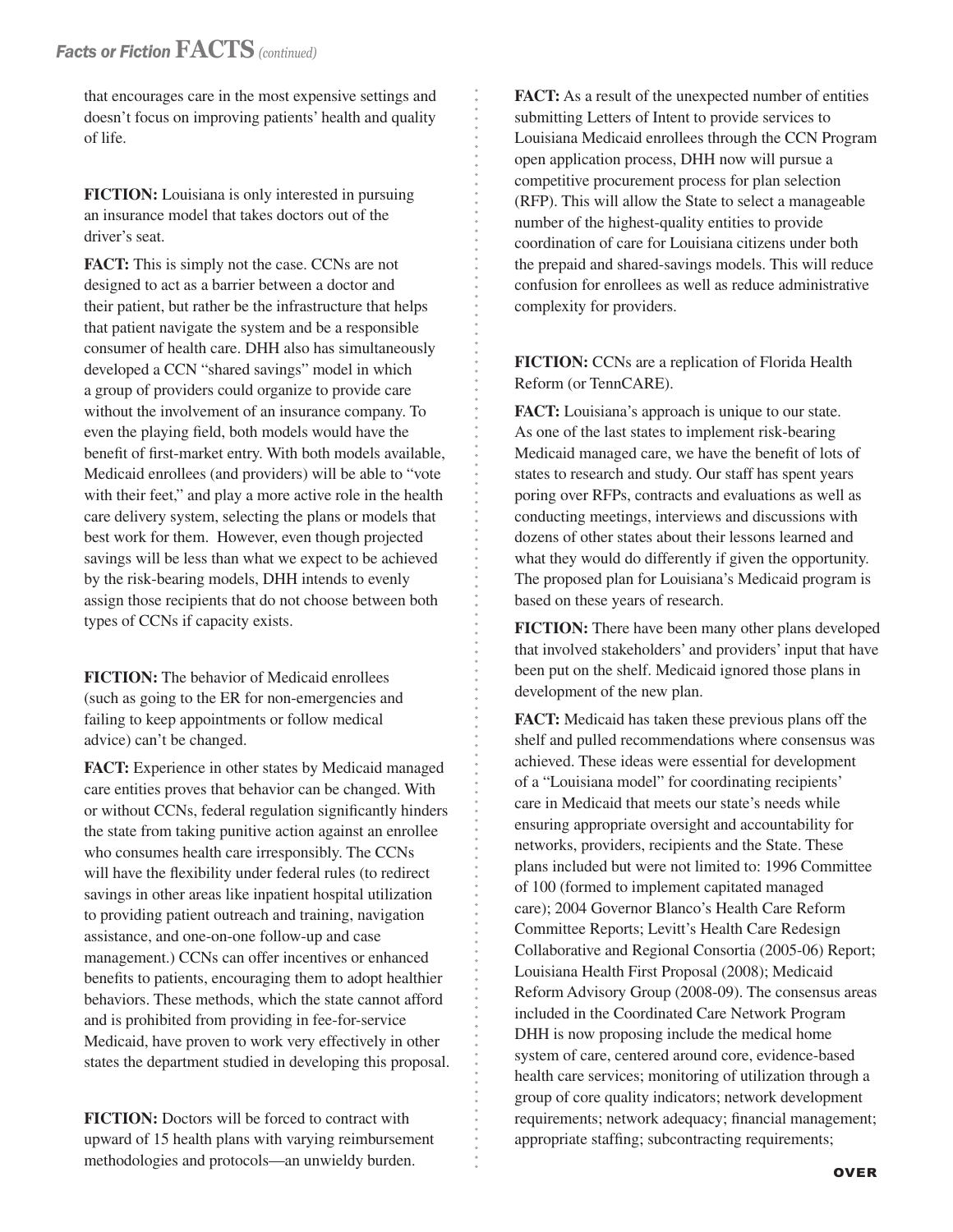that encourages care in the most expensive settings and doesn't focus on improving patients' health and quality of life.

**FICTION:** Louisiana is only interested in pursuing an insurance model that takes doctors out of the driver's seat.

**FACT:** This is simply not the case. CCNs are not designed to act as a barrier between a doctor and their patient, but rather be the infrastructure that helps that patient navigate the system and be a responsible consumer of health care. DHH also has simultaneously developed a CCN "shared savings" model in which a group of providers could organize to provide care without the involvement of an insurance company. To even the playing field, both models would have the benefit of first-market entry. With both models available, Medicaid enrollees (and providers) will be able to "vote with their feet," and play a more active role in the health care delivery system, selecting the plans or models that best work for them. However, even though projected savings will be less than what we expect to be achieved by the risk-bearing models, DHH intends to evenly assign those recipients that do not choose between both types of CCNs if capacity exists.

**FICTION:** The behavior of Medicaid enrollees (such as going to the ER for non-emergencies and failing to keep appointments or follow medical advice) can't be changed.

**FACT:** Experience in other states by Medicaid managed care entities proves that behavior can be changed. With or without CCNs, federal regulation significantly hinders the state from taking punitive action against an enrollee who consumes health care irresponsibly. The CCNs will have the flexibility under federal rules (to redirect savings in other areas like inpatient hospital utilization to providing patient outreach and training, navigation assistance, and one-on-one follow-up and case management.) CCNs can offer incentives or enhanced benefits to patients, encouraging them to adopt healthier behaviors. These methods, which the state cannot afford and is prohibited from providing in fee-for-service Medicaid, have proven to work very effectively in other states the department studied in developing this proposal.

**FICTION:** Doctors will be forced to contract with upward of 15 health plans with varying reimbursement methodologies and protocols—an unwieldy burden.

**FACT:** As a result of the unexpected number of entities submitting Letters of Intent to provide services to Louisiana Medicaid enrollees through the CCN Program open application process, DHH now will pursue a competitive procurement process for plan selection (RFP). This will allow the State to select a manageable number of the highest-quality entities to provide coordination of care for Louisiana citizens under both the prepaid and shared-savings models. This will reduce confusion for enrollees as well as reduce administrative complexity for providers.

**FICTION:** CCNs are a replication of Florida Health Reform (or TennCARE).

**FACT:** Louisiana's approach is unique to our state. As one of the last states to implement risk-bearing Medicaid managed care, we have the benefit of lots of states to research and study. Our staff has spent years poring over RFPs, contracts and evaluations as well as conducting meetings, interviews and discussions with dozens of other states about their lessons learned and what they would do differently if given the opportunity. The proposed plan for Louisiana's Medicaid program is based on these years of research.

**FICTION:** There have been many other plans developed that involved stakeholders' and providers' input that have been put on the shelf. Medicaid ignored those plans in development of the new plan.

**FACT:** Medicaid has taken these previous plans off the shelf and pulled recommendations where consensus was achieved. These ideas were essential for development of a "Louisiana model" for coordinating recipients' care in Medicaid that meets our state's needs while ensuring appropriate oversight and accountability for networks, providers, recipients and the State. These plans included but were not limited to: 1996 Committee of 100 (formed to implement capitated managed care); 2004 Governor Blanco's Health Care Reform Committee Reports; Levitt's Health Care Redesign Collaborative and Regional Consortia (2005-06) Report; Louisiana Health First Proposal (2008); Medicaid Reform Advisory Group (2008-09). The consensus areas included in the Coordinated Care Network Program DHH is now proposing include the medical home system of care, centered around core, evidence-based health care services; monitoring of utilization through a group of core quality indicators; network development requirements; network adequacy; financial management; appropriate staffing; subcontracting requirements;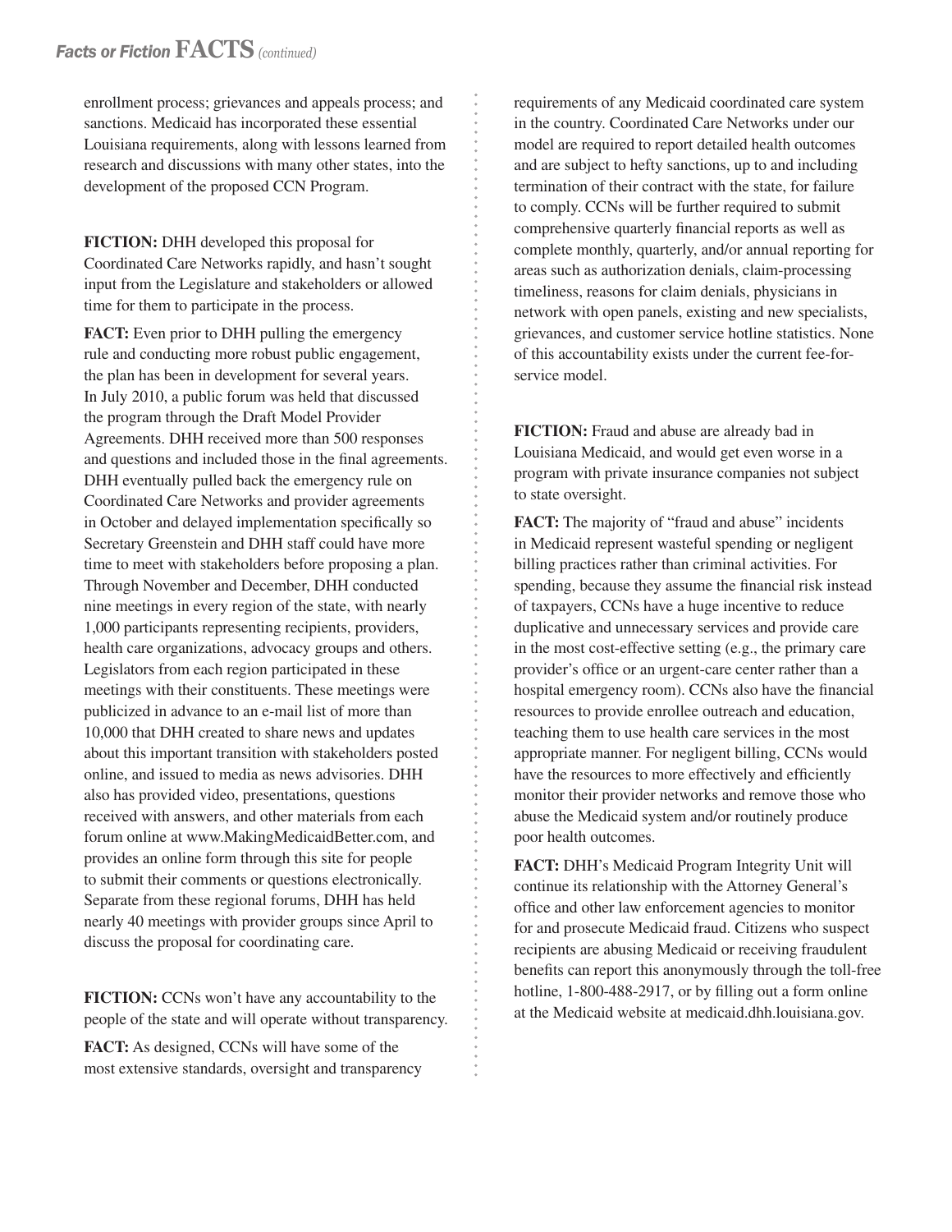enrollment process; grievances and appeals process; and sanctions. Medicaid has incorporated these essential Louisiana requirements, along with lessons learned from research and discussions with many other states, into the development of the proposed CCN Program.

**FICTION:** DHH developed this proposal for Coordinated Care Networks rapidly, and hasn't sought input from the Legislature and stakeholders or allowed time for them to participate in the process.

**FACT:** Even prior to DHH pulling the emergency rule and conducting more robust public engagement, the plan has been in development for several years. In July 2010, a public forum was held that discussed the program through the Draft Model Provider Agreements. DHH received more than 500 responses and questions and included those in the final agreements. DHH eventually pulled back the emergency rule on Coordinated Care Networks and provider agreements in October and delayed implementation specifically so Secretary Greenstein and DHH staff could have more time to meet with stakeholders before proposing a plan. Through November and December, DHH conducted nine meetings in every region of the state, with nearly 1,000 participants representing recipients, providers, health care organizations, advocacy groups and others. Legislators from each region participated in these meetings with their constituents. These meetings were publicized in advance to an e-mail list of more than 10,000 that DHH created to share news and updates about this important transition with stakeholders posted online, and issued to media as news advisories. DHH also has provided video, presentations, questions received with answers, and other materials from each forum online at www.MakingMedicaidBetter.com, and provides an online form through this site for people to submit their comments or questions electronically. Separate from these regional forums, DHH has held nearly 40 meetings with provider groups since April to discuss the proposal for coordinating care.

**FICTION:** CCNs won't have any accountability to the people of the state and will operate without transparency.

**FACT:** As designed, CCNs will have some of the most extensive standards, oversight and transparency requirements of any Medicaid coordinated care system in the country. Coordinated Care Networks under our model are required to report detailed health outcomes and are subject to hefty sanctions, up to and including termination of their contract with the state, for failure to comply. CCNs will be further required to submit comprehensive quarterly financial reports as well as complete monthly, quarterly, and/or annual reporting for areas such as authorization denials, claim-processing timeliness, reasons for claim denials, physicians in network with open panels, existing and new specialists, grievances, and customer service hotline statistics. None of this accountability exists under the current fee-for-service model.

**FICTION:** Fraud and abuse are already bad in Louisiana Medicaid, and would get even worse in a program with private insurance companies not subject to state oversight.

**FACT:** The majority of "fraud and abuse" incidents in Medicaid represent wasteful spending or negligent billing practices rather than criminal activities. For spending, because they assume the financial risk instead of taxpayers, CCNs have a huge incentive to reduce duplicative and unnecessary services and provide care in the most cost-effective setting (e.g., the primary care provider's office or an urgent-care center rather than a hospital emergency room). CCNs also have the financial resources to provide enrollee outreach and education, teaching them to use health care services in the most appropriate manner. For negligent billing, CCNs would have the resources to more effectively and efficiently monitor their provider networks and remove those who abuse the Medicaid system and/or routinely produce poor health outcomes.

**FACT:** DHH's Medicaid Program Integrity Unit will continue its relationship with the Attorney General's office and other law enforcement agencies to monitor for and prosecute Medicaid fraud. Citizens who suspect recipients are abusing Medicaid or receiving fraudulent benefits can report this anonymously through the toll-free hotline, 1-800-488-2917, or by filling out a form online at the Medicaid website at medicaid.dhh.louisiana.gov.